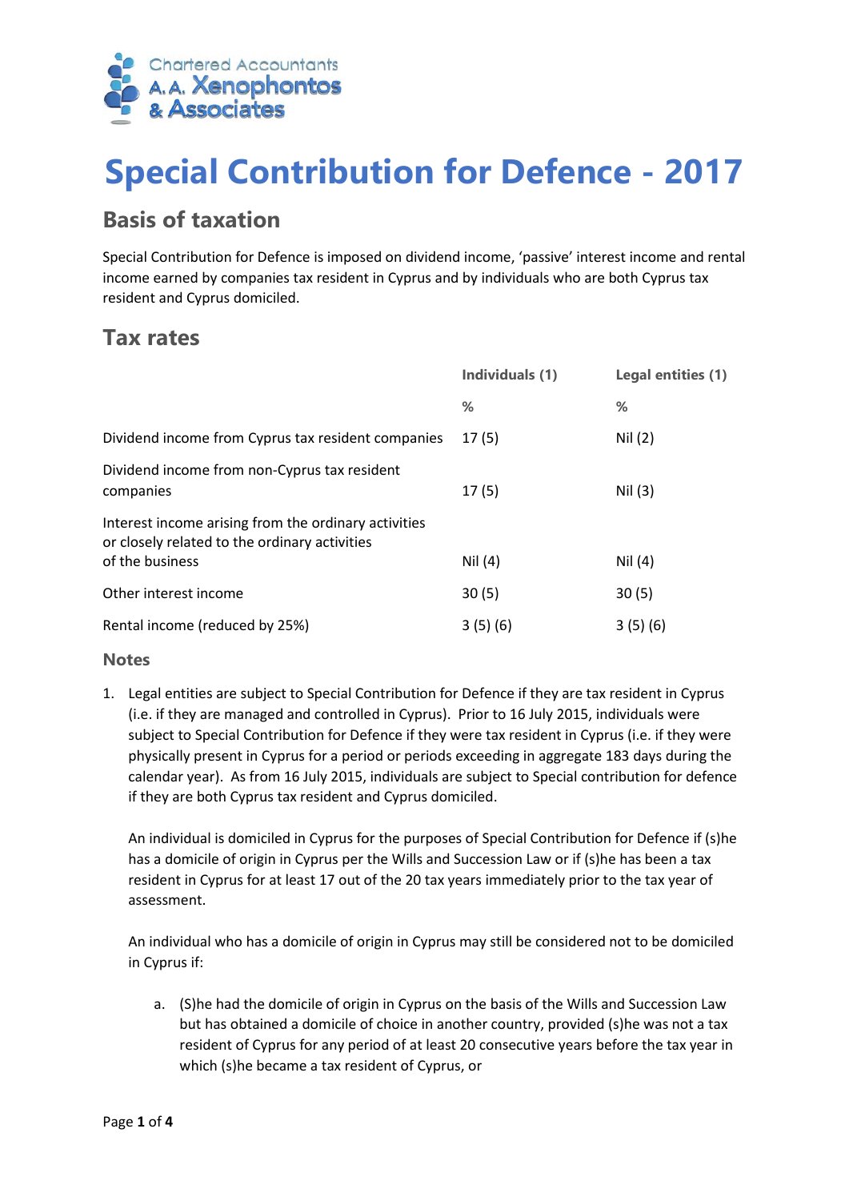Chartered Accountants
A. A. Xenophontos
& Associates

# Special Contribution for Defence - 2017

## Basis of taxation

Special Contribution for Defence is imposed on dividend income, 'passive' interest income and rental income earned by companies tax resident in Cyprus and by individuals who are both Cyprus tax resident and Cyprus domiciled.

## Tax rates

| | Individuals (1) | Legal entities (1) |
|---|---|---|
| | % | % |
| Dividend income from Cyprus tax resident companies | 17 (5) | Nil (2) |
| Dividend income from non-Cyprus tax resident companies | 17 (5) | Nil (3) |
| Interest income arising from the ordinary activities or closely related to the ordinary activities of the business | Nil (4) | Nil (4) |
| Other interest income | 30 (5) | 30 (5) |
| Rental income (reduced by 25%) | 3 (5) (6) | 3 (5) (6) |

### Notes

1. Legal entities are subject to Special Contribution for Defence if they are tax resident in Cyprus (i.e. if they are managed and controlled in Cyprus). Prior to 16 July 2015, individuals were subject to Special Contribution for Defence if they were tax resident in Cyprus (i.e. if they were physically present in Cyprus for a period or periods exceeding in aggregate 183 days during the calendar year). As from 16 July 2015, individuals are subject to Special contribution for defence if they are both Cyprus tax resident and Cyprus domiciled.

   An individual is domiciled in Cyprus for the purposes of Special Contribution for Defence if (s)he has a domicile of origin in Cyprus per the Wills and Succession Law or if (s)he has been a tax resident in Cyprus for at least 17 out of the 20 tax years immediately prior to the tax year of assessment.

   An individual who has a domicile of origin in Cyprus may still be considered not to be domiciled in Cyprus if:

   a. (S)he had the domicile of origin in Cyprus on the basis of the Wills and Succession Law but has obtained a domicile of choice in another country, provided (s)he was not a tax resident of Cyprus for any period of at least 20 consecutive years before the tax year in which (s)he became a tax resident of Cyprus, or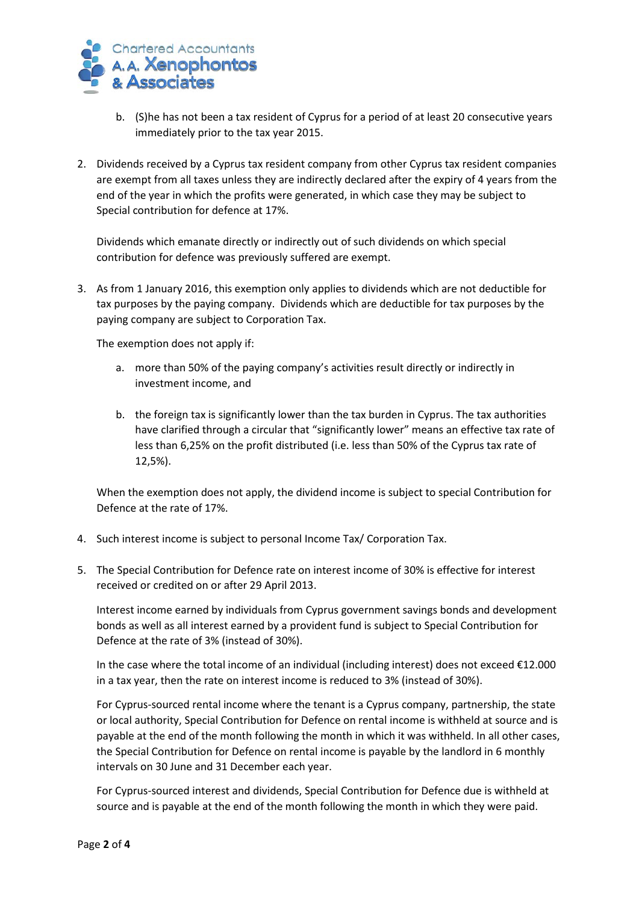b. (S)he has not been a tax resident of Cyprus for a period of at least 20 consecutive years immediately prior to the tax year 2015.

2. Dividends received by a Cyprus tax resident company from other Cyprus tax resident companies are exempt from all taxes unless they are indirectly declared after the expiry of 4 years from the end of the year in which the profits were generated, in which case they may be subject to Special contribution for defence at 17%.

   Dividends which emanate directly or indirectly out of such dividends on which special contribution for defence was previously suffered are exempt.

3. As from 1 January 2016, this exemption only applies to dividends which are not deductible for tax purposes by the paying company. Dividends which are deductible for tax purposes by the paying company are subject to Corporation Tax.

   The exemption does not apply if:

   a. more than 50% of the paying company's activities result directly or indirectly in investment income, and

   b. the foreign tax is significantly lower than the tax burden in Cyprus. The tax authorities have clarified through a circular that "significantly lower" means an effective tax rate of less than 6,25% on the profit distributed (i.e. less than 50% of the Cyprus tax rate of 12,5%).

   When the exemption does not apply, the dividend income is subject to special Contribution for Defence at the rate of 17%.

4. Such interest income is subject to personal Income Tax/ Corporation Tax.

5. The Special Contribution for Defence rate on interest income of 30% is effective for interest received or credited on or after 29 April 2013.

   Interest income earned by individuals from Cyprus government savings bonds and development bonds as well as all interest earned by a provident fund is subject to Special Contribution for Defence at the rate of 3% (instead of 30%).

   In the case where the total income of an individual (including interest) does not exceed €12.000 in a tax year, then the rate on interest income is reduced to 3% (instead of 30%).

   For Cyprus-sourced rental income where the tenant is a Cyprus company, partnership, the state or local authority, Special Contribution for Defence on rental income is withheld at source and is payable at the end of the month following the month in which it was withheld. In all other cases, the Special Contribution for Defence on rental income is payable by the landlord in 6 monthly intervals on 30 June and 31 December each year.

   For Cyprus-sourced interest and dividends, Special Contribution for Defence due is withheld at source and is payable at the end of the month following the month in which they were paid.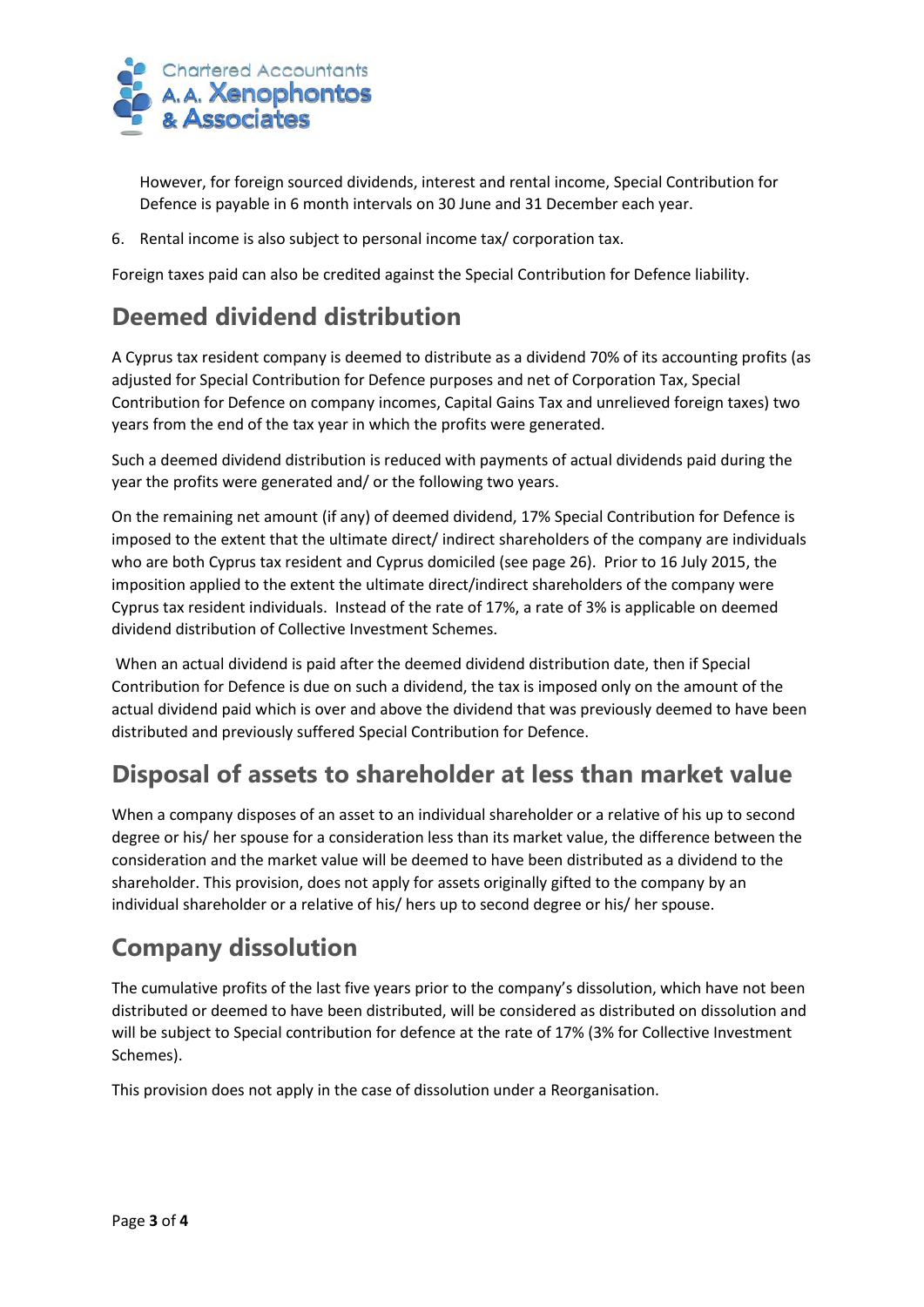However, for foreign sourced dividends, interest and rental income, Special Contribution for Defence is payable in 6 month intervals on 30 June and 31 December each year.

6. Rental income is also subject to personal income tax/ corporation tax.

Foreign taxes paid can also be credited against the Special Contribution for Defence liability.

## Deemed dividend distribution

A Cyprus tax resident company is deemed to distribute as a dividend 70% of its accounting profits (as adjusted for Special Contribution for Defence purposes and net of Corporation Tax, Special Contribution for Defence on company incomes, Capital Gains Tax and unrelieved foreign taxes) two years from the end of the tax year in which the profits were generated.

Such a deemed dividend distribution is reduced with payments of actual dividends paid during the year the profits were generated and/ or the following two years.

On the remaining net amount (if any) of deemed dividend, 17% Special Contribution for Defence is imposed to the extent that the ultimate direct/ indirect shareholders of the company are individuals who are both Cyprus tax resident and Cyprus domiciled (see page 26). Prior to 16 July 2015, the imposition applied to the extent the ultimate direct/indirect shareholders of the company were Cyprus tax resident individuals. Instead of the rate of 17%, a rate of 3% is applicable on deemed dividend distribution of Collective Investment Schemes.

When an actual dividend is paid after the deemed dividend distribution date, then if Special Contribution for Defence is due on such a dividend, the tax is imposed only on the amount of the actual dividend paid which is over and above the dividend that was previously deemed to have been distributed and previously suffered Special Contribution for Defence.

## Disposal of assets to shareholder at less than market value

When a company disposes of an asset to an individual shareholder or a relative of his up to second degree or his/ her spouse for a consideration less than its market value, the difference between the consideration and the market value will be deemed to have been distributed as a dividend to the shareholder. This provision, does not apply for assets originally gifted to the company by an individual shareholder or a relative of his/ hers up to second degree or his/ her spouse.

## Company dissolution

The cumulative profits of the last five years prior to the company's dissolution, which have not been distributed or deemed to have been distributed, will be considered as distributed on dissolution and will be subject to Special contribution for defence at the rate of 17% (3% for Collective Investment Schemes).

This provision does not apply in the case of dissolution under a Reorganisation.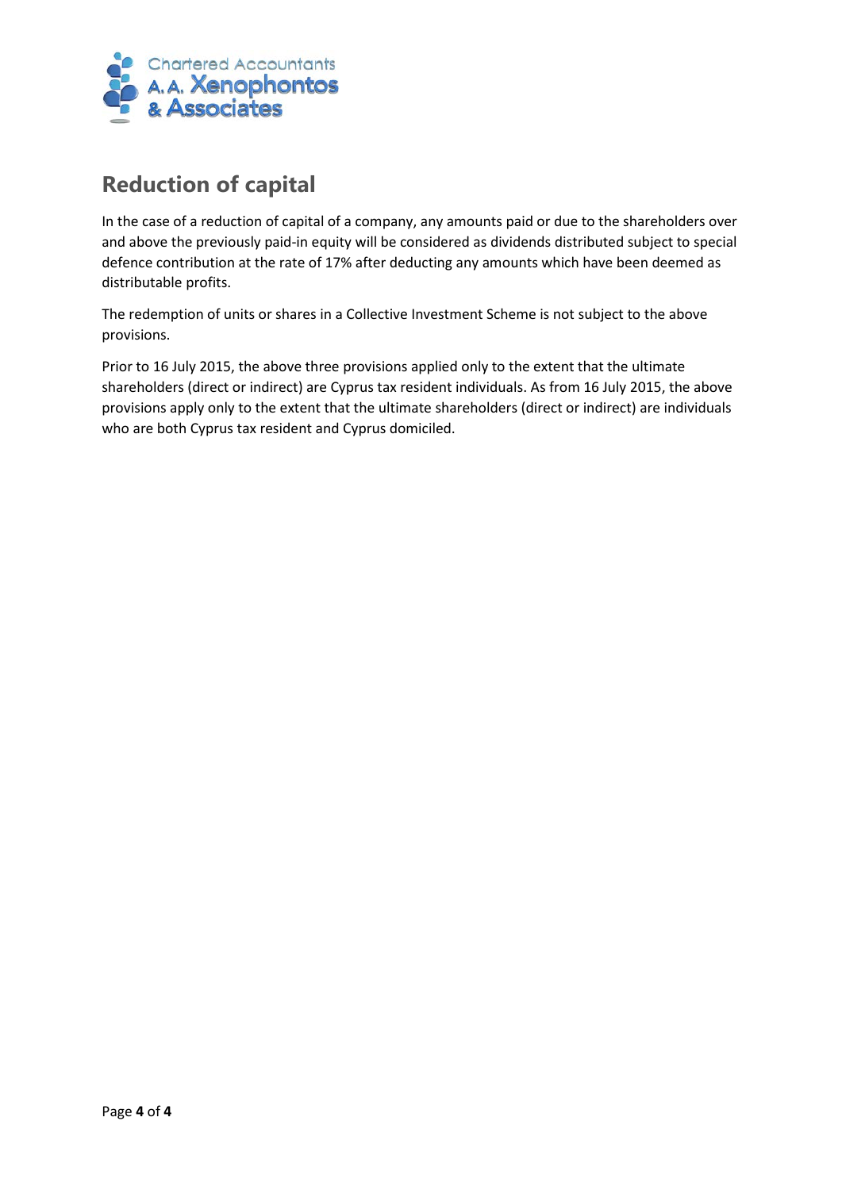## Reduction of capital

In the case of a reduction of capital of a company, any amounts paid or due to the shareholders over and above the previously paid-in equity will be considered as dividends distributed subject to special defence contribution at the rate of 17% after deducting any amounts which have been deemed as distributable profits.

The redemption of units or shares in a Collective Investment Scheme is not subject to the above provisions.

Prior to 16 July 2015, the above three provisions applied only to the extent that the ultimate shareholders (direct or indirect) are Cyprus tax resident individuals. As from 16 July 2015, the above provisions apply only to the extent that the ultimate shareholders (direct or indirect) are individuals who are both Cyprus tax resident and Cyprus domiciled.